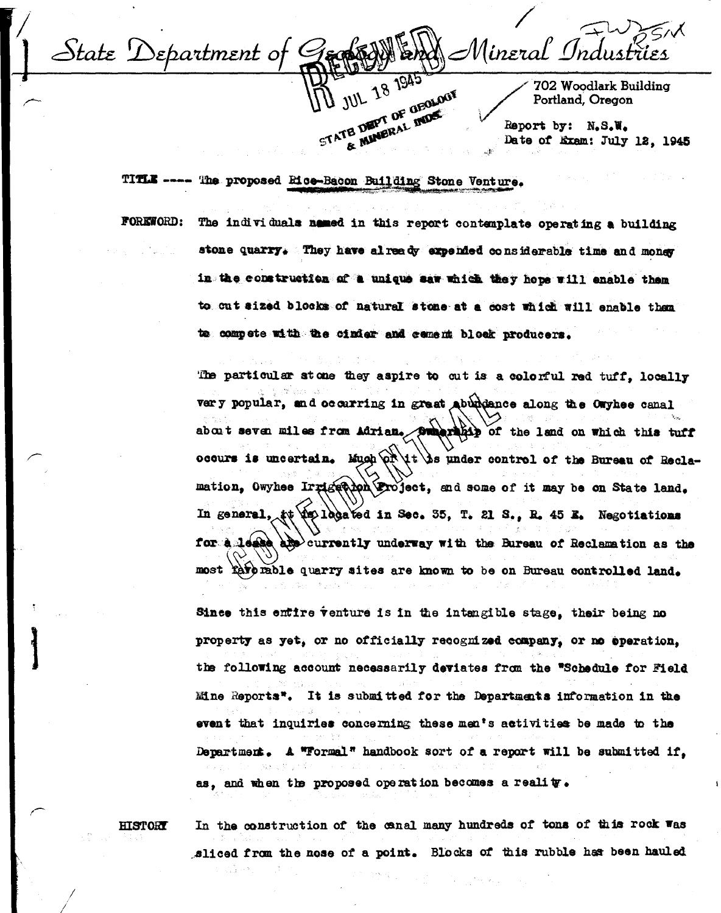# State Department of Geology and Mineral Industries

RECEIVED JUL 18 1945 STATE DEPT OF GEOLOGY & MINERAL INDS.

702 Woodlark Building
Portland, Oregon

Report by: N.S.W.
Date of Exam: July 12, 1945

TITLE ---- The proposed Rice-Bacon Building Stone Venture.

**FOREWORD:** The individuals named in this report contemplate operating a building stone quarry. They have already expended considerable time and money in the construction of a unique saw which they hope will enable them to cut sized blocks of natural stone at a cost which will enable them to compete with the cinder and cement block producers.

The particular stone they aspire to cut is a colorful red tuff, locally very popular, and occurring in great abundance along the Owyhee canal about seven miles from Adrian. Ownership of the land on which this tuff occurs is uncertain. Much of it is under control of the Bureau of Reclamation, Owyhee Irrigation Project, and some of it may be on State land. In general, it is located in Sec. 35, T. 21 S., R. 45 E. Negotiations for a lease are currently underway with the Bureau of Reclamation as the most favorable quarry sites are known to be on Bureau controlled land.

Since this entire venture is in the intangible stage, their being no property as yet, or no officially recognized company, or no operation, the following account necessarily deviates from the "Schedule for Field Mine Reports". It is submitted for the Departments information in the event that inquiries concerning these men's activities be made to the Department. A "Formal" handbook sort of a report will be submitted if, as, and when the proposed operation becomes a reality.

**HISTORY** In the construction of the canal many hundreds of tons of this rock was sliced from the nose of a point. Blocks of this rubble has been hauled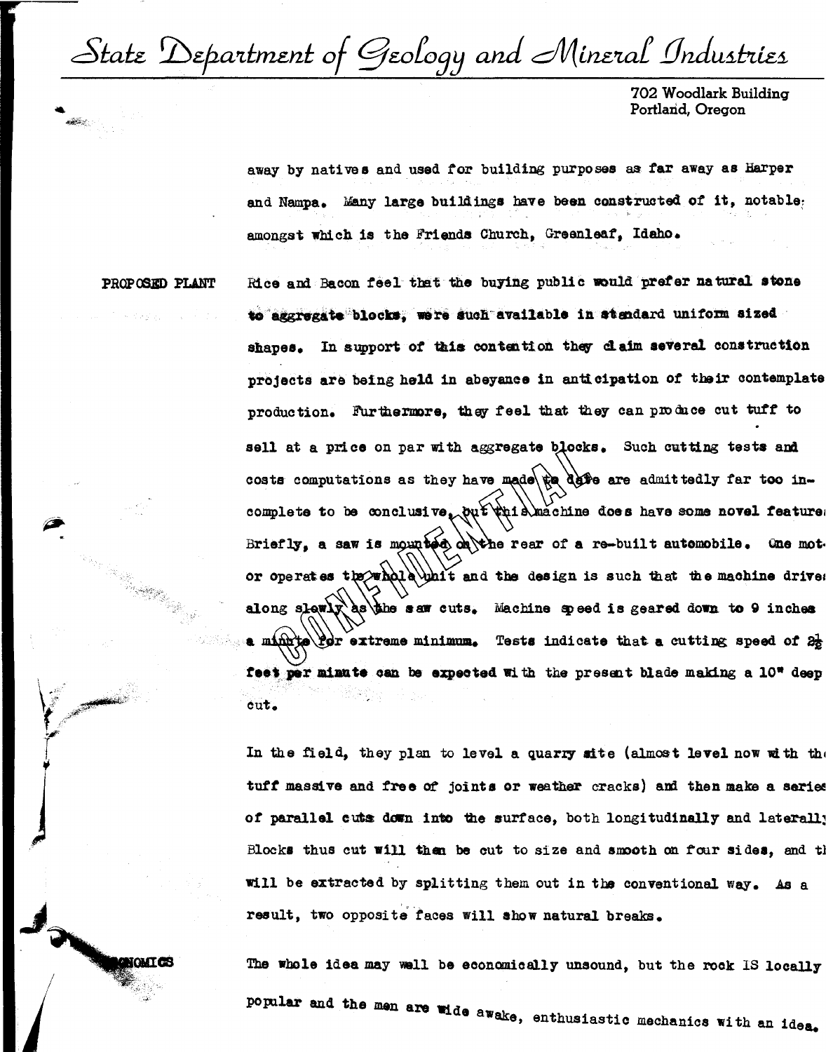away by natives and used for building purposes as far away as Harper and Nampa. Many large buildings have been constructed of it, notable amongst which is the Friends Church, Greenleaf, Idaho.

**PROPOSED PLANT**

Rice and Bacon feel that the buying public would prefer natural stone to aggregate blocks, were such available in standard uniform sized shapes. In support of this contention they claim several construction projects are being held in abeyance in anticipation of their contemplated production. Furthermore, they feel that they can produce cut tuff to sell at a price on par with aggregate blocks. Such cutting tests and costs computations as they have made to date are admittedly far too incomplete to be conclusive, but this machine does have some novel features. Briefly, a saw is mounted on the rear of a re-built automobile. One motor operates the whole unit and the design is such that the machine drives along slowly as the saw cuts. Machine speed is geared down to 9 inches a minute for extreme minimum. Tests indicate that a cutting speed of $2\frac{1}{2}$ feet per minute can be expected with the present blade making a 10" deep cut.

In the field, they plan to level a quarry site (almost level now with the tuff massive and free of joints or weather cracks) and then make a series of parallel cuts down into the surface, both longitudinally and laterally. Blocks thus cut will then be cut to size and smooth on four sides, and they will be extracted by splitting them out in the conventional way. As a result, two opposite faces will show natural breaks.

**ECONOMICS**

The whole idea may well be economically unsound, but the rock IS locally popular and the men are wide awake, enthusiastic mechanics with an idea.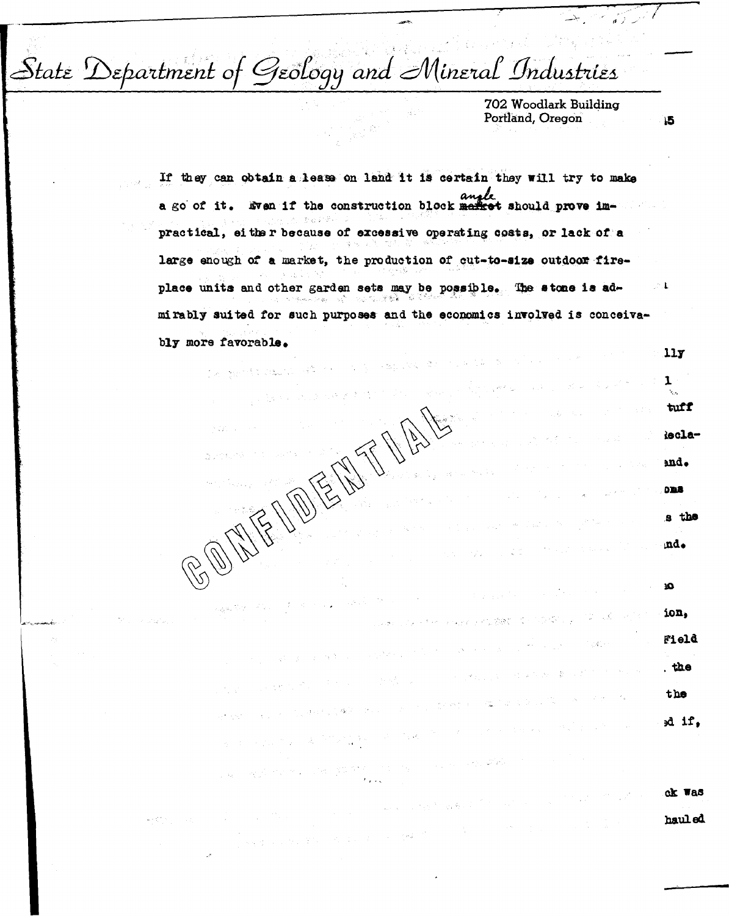# State Department of Geology and Mineral Industries

702 Woodlark Building
Portland, Oregon

If they can obtain a lease on land it is certain they will try to make a go of it. Even if the construction block angle should prove impractical, either because of excessive operating costs, or lack of a large enough of a market, the production of cut-to-size outdoor fireplace units and other garden sets may be possible. The stone is admirably suited for such purposes and the economics involved is conceivably more favorable.

CONFIDENTIAL